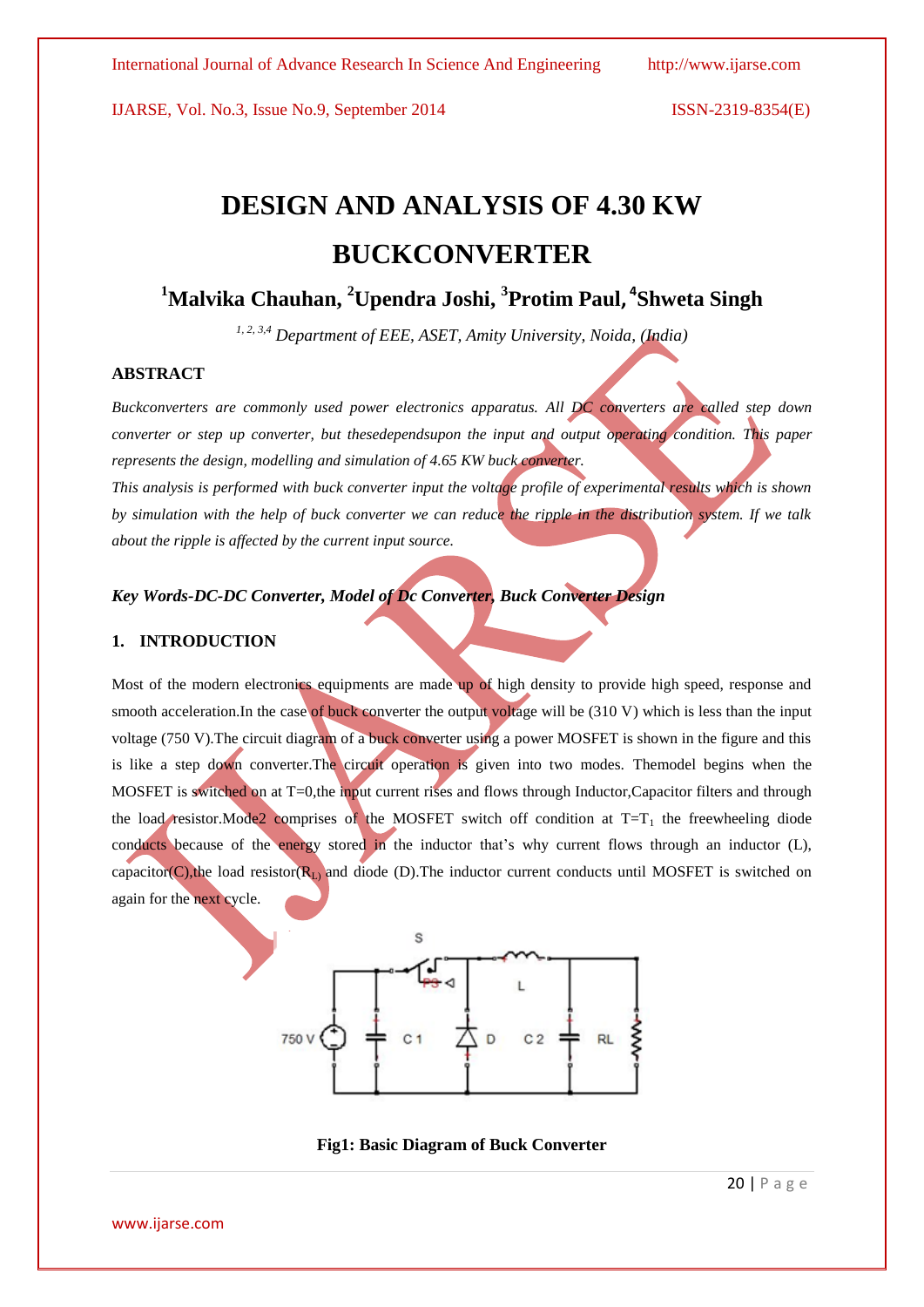# DESIGN AND ANALYSIS OF 4.30 KW BUCKCONVERTER

## [1]Malvika Chauhan, [2]Upendra Joshi, [3]Protim Paul, [4]Shweta Singh

*[1, 2, 3,4] Department of EEE, ASET, Amity University, Noida, (India)*

### ABSTRACT

*Buckconverters are commonly used power electronics apparatus. All DC converters are called step down converter or step up converter, but thesedependsupon the input and output operating condition. This paper represents the design, modelling and simulation of 4.65 KW buck converter.*

*This analysis is performed with buck converter input the voltage profile of experimental results which is shown by simulation with the help of buck converter we can reduce the ripple in the distribution system. If we talk about the ripple is affected by the current input source.*

***Key Words-DC-DC Converter, Model of Dc Converter, Buck Converter Design***

### 1. INTRODUCTION

Most of the modern electronics equipments are made up of high density to provide high speed, response and smooth acceleration.In the case of buck converter the output voltage will be (310 V) which is less than the input voltage (750 V).The circuit diagram of a buck converter using a power MOSFET is shown in the figure and this is like a step down converter.The circuit operation is given into two modes. Themodel begins when the MOSFET is switched on at T=0,the input current rises and flows through Inductor,Capacitor filters and through the load resistor.Mode2 comprises of the MOSFET switch off condition at $T=T_1$ the freewheeling diode conducts because of the energy stored in the inductor that's why current flows through an inductor (L), capacitor(C),the load resistor($R_L$) and diode (D).The inductor current conducts until MOSFET is switched on again for the next cycle.

**Fig1: Basic Diagram of Buck Converter**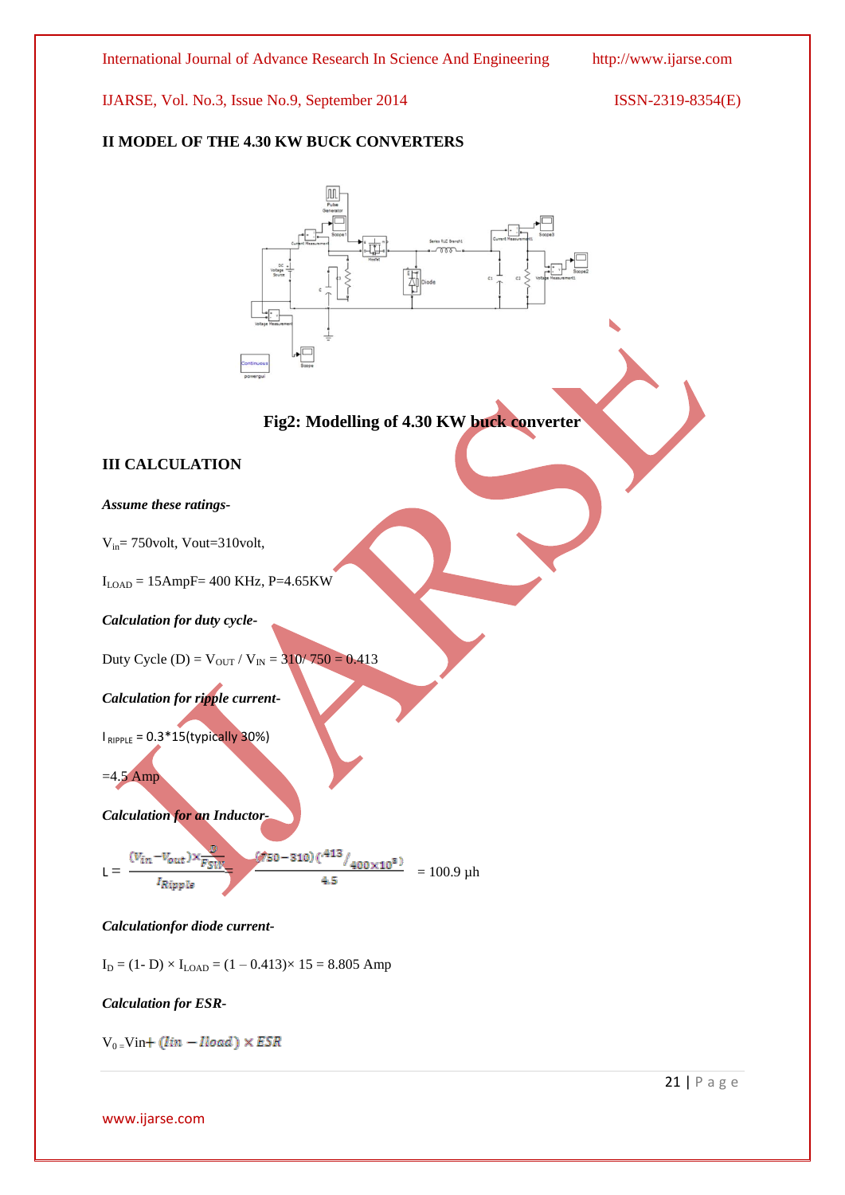## II MODEL OF THE 4.30 KW BUCK CONVERTERS

**Fig2: Modelling of 4.30 KW buck converter**

## III CALCULATION

***Assume these ratings-***

$V_{in}$= 750volt, Vout=310volt,

$I_{LOAD}$ = 15AmpF= 400 KHz, P=4.65KW

***Calculation for duty cycle-***

Duty Cycle (D) = $V_{OUT}$ / $V_{IN}$ = 310/ 750 = 0.413

***Calculation for ripple current-***

$I_{RIPPLE}$ = 0.3*15(typically 30%)

=4.5 Amp

***Calculation for an Inductor-***

$$L = \frac{(V_{in} - V_{out}) \times \frac{D}{F_{SW}}}{I_{Ripple}} = \frac{(750 - 310)\left(.413 / 400 \times 10^{3}\right)}{4.5} = 100.9\ \mu h$$

***Calculationfor diode current-***

$I_D$ = (1- D) × $I_{LOAD}$ = (1 – 0.413)× 15 = 8.805 Amp

***Calculation for ESR-***

$V_{0}$ = Vin$+ (Iin - Iload) \times ESR$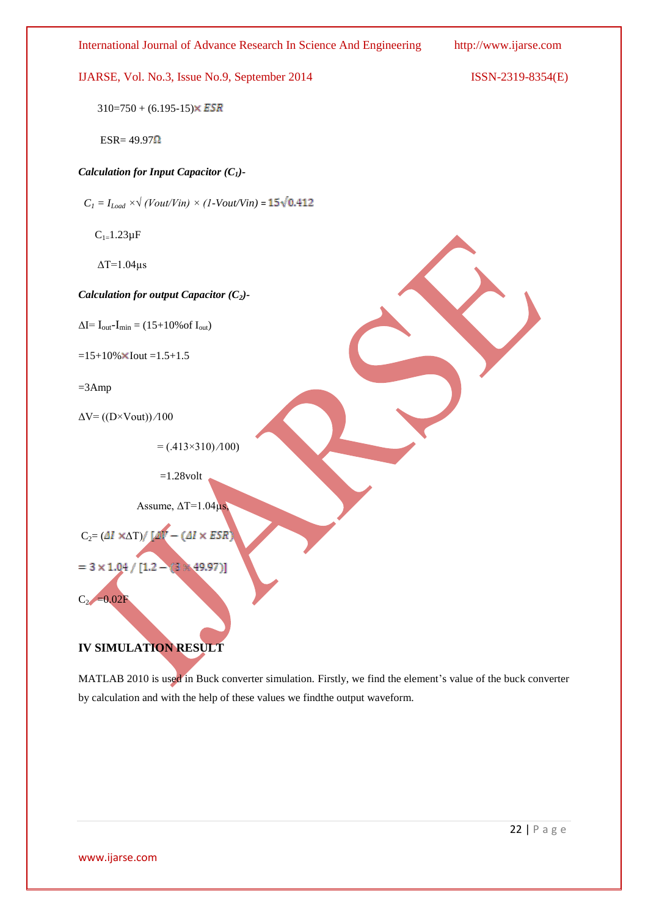$310 = 750 + (6.195 - 15) \times ESR$

$ESR = 49.97\Omega$

***Calculation for Input Capacitor ($C_1$)-***

$C_1 = I_{Load} \times \sqrt{(Vout/Vin) \times (1 - Vout/Vin)} = 15\sqrt{0.412}$

$C_1 = 1.23\mu F$

$\Delta T = 1.04\mu s$

***Calculation for output Capacitor ($C_2$)-***

$\Delta I = I_{out} - I_{min} = (15 + 10\% \text{of } I_{out})$

$= 15 + 10\% \times Iout = 1.5 + 1.5$

$= 3Amp$

$\Delta V = ((D \times Vout))/100$

$= (.413 \times 310)/100)$

$= 1.28volt$

Assume, $\Delta T = 1.04\mu s$,

$C_2 = (\Delta I \times \Delta T) / [\Delta V - (\Delta I \times ESR)]$

$= 3 \times 1.04 / [1.2 - (3 \times 49.97)]$

$C_2 = 0.02F$

## IV SIMULATION RESULT

MATLAB 2010 is used in Buck converter simulation. Firstly, we find the element's value of the buck converter by calculation and with the help of these values we findthe output waveform.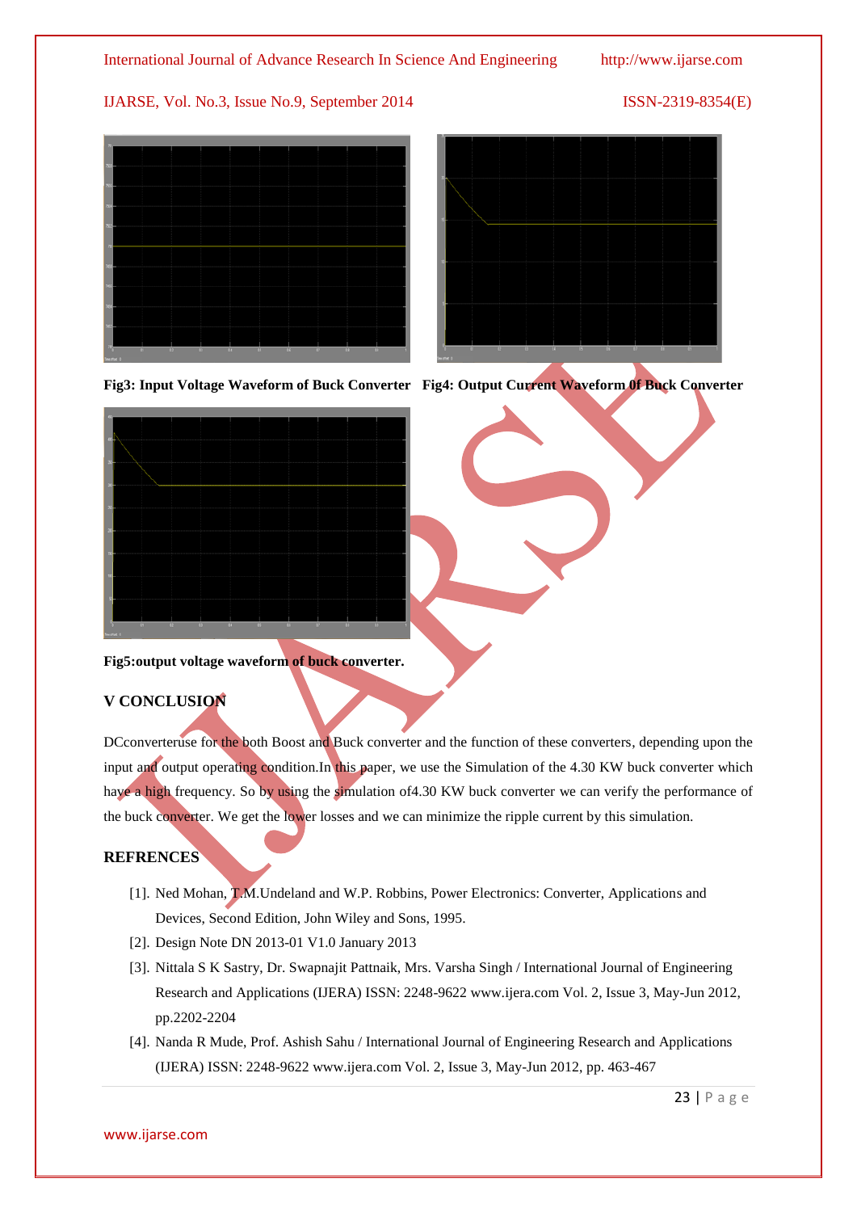Fig3: Input Voltage Waveform of Buck Converter

Fig4: Output Current Waveform 0f Buck Converter

Fig5:output voltage waveform of buck converter.

## V CONCLUSION

DCconverteruse for the both Boost and Buck converter and the function of these converters, depending upon the input and output operating condition.In this paper, we use the Simulation of the 4.30 KW buck converter which have a high frequency. So by using the simulation of4.30 KW buck converter we can verify the performance of the buck converter. We get the lower losses and we can minimize the ripple current by this simulation.

## REFRENCES

[1]. Ned Mohan, T.M.Undeland and W.P. Robbins, Power Electronics: Converter, Applications and Devices, Second Edition, John Wiley and Sons, 1995.

[2]. Design Note DN 2013-01 V1.0 January 2013

[3]. Nittala S K Sastry, Dr. Swapnajit Pattnaik, Mrs. Varsha Singh / International Journal of Engineering Research and Applications (IJERA) ISSN: 2248-9622 www.ijera.com Vol. 2, Issue 3, May-Jun 2012, pp.2202-2204

[4]. Nanda R Mude, Prof. Ashish Sahu / International Journal of Engineering Research and Applications (IJERA) ISSN: 2248-9622 www.ijera.com Vol. 2, Issue 3, May-Jun 2012, pp. 463-467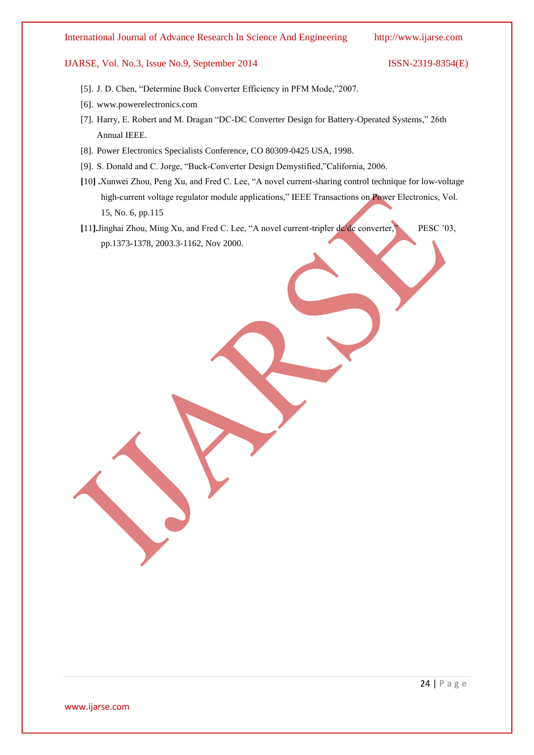[5]. J. D. Chen, "Determine Buck Converter Efficiency in PFM Mode,"2007.

[6]. www.powerelectronics.com

[7]. Harry, E. Robert and M. Dragan "DC-DC Converter Design for Battery-Operated Systems," 26th Annual IEEE.

[8]. Power Electronics Specialists Conference, CO 80309-0425 USA, 1998.

[9]. S. Donald and C. Jorge, "Buck-Converter Design Demystified,"California, 2006.

**[10] .**Xunwei Zhou, Peng Xu, and Fred C. Lee, "A novel current-sharing control technique for low-voltage high-current voltage regulator module applications," IEEE Transactions on Power Electronics, Vol. 15, No. 6, pp.115

**[11].**Jinghai Zhou, Ming Xu, and Fred C. Lee, "A novel current-tripler dc/dc converter," PESC '03, pp.1373-1378, 2003.3-1162, Nov 2000.